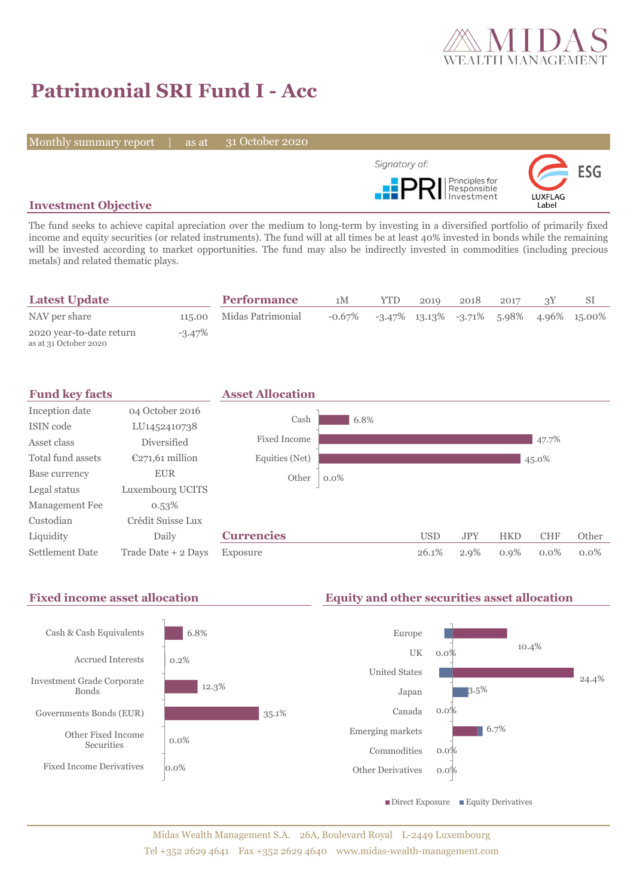# Patrimonial SRI Fund I - Acc

Monthly summary report | as at 31 October 2020

Signatory of: PRI Principles for Responsible Investment

LUXFLAG Label ESG

## Investment Objective

The fund seeks to achieve capital apreciation over the medium to long-term by investing in a diversified portfolio of primarily fixed income and equity securities (or related instruments). The fund will at all times be at least 40% invested in bonds while the remaining will be invested according to market opportunities. The fund may also be indirectly invested in commodities (including precious metals) and related thematic plays.

## Latest Update

| | |
|---|---|
| NAV per share | 115.00 |
| 2020 year-to-date return<br>as at 31 October 2020 | -3.47% |

## Performance

| | 1M | YTD | 2019 | 2018 | 2017 | 3Y | SI |
|---|---|---|---|---|---|---|---|
| Midas Patrimonial | -0.67% | -3.47% | 13.13% | -3.71% | 5.98% | 4.96% | 15.00% |

## Fund key facts

| | |
|---|---|
| Inception date | 04 October 2016 |
| ISIN code | LU1452410738 |
| Asset class | Diversified |
| Total fund assets | €271,61 million |
| Base currency | EUR |
| Legal status | Luxembourg UCITS |
| Management Fee | 0.53% |
| Custodian | Crédit Suisse Lux |
| Liquidity | Daily |
| Settlement Date | Trade Date + 2 Days |

## Asset Allocation

| | |
|---|---|
| Cash | 6.8% |
| Fixed Income | 47.7% |
| Equities (Net) | 45.0% |
| Other | 0.0% |

## Currencies

| | USD | JPY | HKD | CHF | Other |
|---|---|---|---|---|---|
| Exposure | 26.1% | 2.9% | 0.9% | 0.0% | 0.0% |

## Fixed income asset allocation

| | |
|---|---|
| Cash & Cash Equivalents | 6.8% |
| Accrued Interests | 0.2% |
| Investment Grade Corporate Bonds | 12.3% |
| Governments Bonds (EUR) | 35.1% |
| Other Fixed Income Securities | 0.0% |
| Fixed Income Derivatives | 0.0% |

## Equity and other securities asset allocation

| | |
|---|---|
| Europe | 10.4% |
| UK | 0.0% |
| United States | 24.4% |
| Japan | 3.5% |
| Canada | 0.0% |
| Emerging markets | 6.7% |
| Commodities | 0.0% |
| Other Derivatives | 0.0% |

■ Direct Exposure ■ Equity Derivatives

Midas Wealth Management S.A. 26A, Boulevard Royal L-2449 Luxembourg
Tel +352 2629 4641 Fax +352 2629 4640 www.midas-wealth-management.com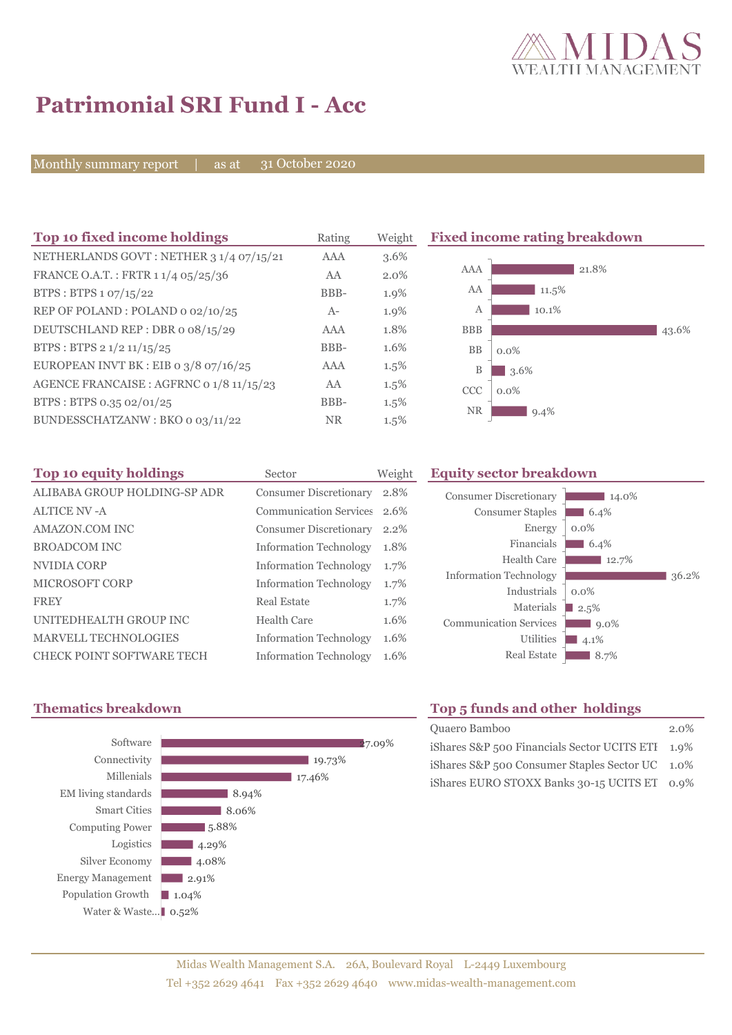# Patrimonial SRI Fund I - Acc

Monthly summary report | as at 31 October 2020

## Top 10 fixed income holdings

| Top 10 fixed income holdings | Rating | Weight |
|---|---|---|
| NETHERLANDS GOVT : NETHER 3 1/4 07/15/21 | AAA | 3.6% |
| FRANCE O.A.T. : FRTR 1 1/4 05/25/36 | AA | 2.0% |
| BTPS : BTPS 1 07/15/22 | BBB- | 1.9% |
| REP OF POLAND : POLAND 0 02/10/25 | A- | 1.9% |
| DEUTSCHLAND REP : DBR 0 08/15/29 | AAA | 1.8% |
| BTPS : BTPS 2 1/2 11/15/25 | BBB- | 1.6% |
| EUROPEAN INVT BK : EIB 0 3/8 07/16/25 | AAA | 1.5% |
| AGENCE FRANCAISE : AGFRNC 0 1/8 11/15/23 | AA | 1.5% |
| BTPS : BTPS 0.35 02/01/25 | BBB- | 1.5% |
| BUNDESSCHATZANW : BKO 0 03/11/22 | NR | 1.5% |

## Fixed income rating breakdown

| Rating | Weight |
|---|---|
| AAA | 21.8% |
| AA | 11.5% |
| A | 10.1% |
| BBB | 43.6% |
| BB | 0.0% |
| B | 3.6% |
| CCC | 0.0% |
| NR | 9.4% |

## Top 10 equity holdings

| Top 10 equity holdings | Sector | Weight |
|---|---|---|
| ALIBABA GROUP HOLDING-SP ADR | Consumer Discretionary | 2.8% |
| ALTICE NV -A | Communication Services | 2.6% |
| AMAZON.COM INC | Consumer Discretionary | 2.2% |
| BROADCOM INC | Information Technology | 1.8% |
| NVIDIA CORP | Information Technology | 1.7% |
| MICROSOFT CORP | Information Technology | 1.7% |
| FREY | Real Estate | 1.7% |
| UNITEDHEALTH GROUP INC | Health Care | 1.6% |
| MARVELL TECHNOLOGIES | Information Technology | 1.6% |
| CHECK POINT SOFTWARE TECH | Information Technology | 1.6% |

## Equity sector breakdown

| Sector | Weight |
|---|---|
| Consumer Discretionary | 14.0% |
| Consumer Staples | 6.4% |
| Energy | 0.0% |
| Financials | 6.4% |
| Health Care | 12.7% |
| Information Technology | 36.2% |
| Industrials | 0.0% |
| Materials | 2.5% |
| Communication Services | 9.0% |
| Utilities | 4.1% |
| Real Estate | 8.7% |

## Thematics breakdown

| Theme | Weight |
|---|---|
| Software | 27.09% |
| Connectivity | 19.73% |
| Millenials | 17.46% |
| EM living standards | 8.94% |
| Smart Cities | 8.06% |
| Computing Power | 5.88% |
| Logistics | 4.29% |
| Silver Economy | 4.08% |
| Energy Management | 2.91% |
| Population Growth | 1.04% |
| Water & Waste... | 0.52% |

## Top 5 funds and other holdings

| Fund | Weight |
|---|---|
| Quaero Bamboo | 2.0% |
| iShares S&P 500 Financials Sector UCITS ETI | 1.9% |
| iShares S&P 500 Consumer Staples Sector UC | 1.0% |
| iShares EURO STOXX Banks 30-15 UCITS ET | 0.9% |

Midas Wealth Management S.A. 26A, Boulevard Royal L-2449 Luxembourg
Tel +352 2629 4641 Fax +352 2629 4640 www.midas-wealth-management.com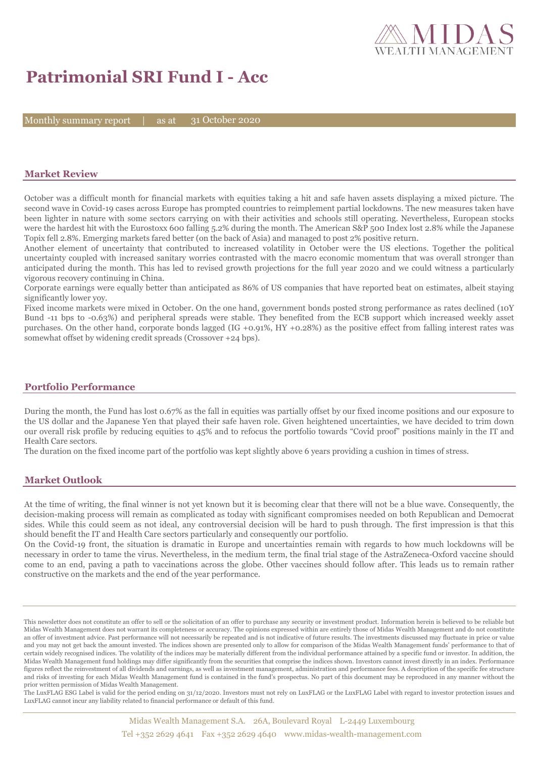# Patrimonial SRI Fund I - Acc

Monthly summary report | as at 31 October 2020

## Market Review

October was a difficult month for financial markets with equities taking a hit and safe haven assets displaying a mixed picture. The second wave in Covid-19 cases across Europe has prompted countries to reimplement partial lockdowns. The new measures taken have been lighter in nature with some sectors carrying on with their activities and schools still operating. Nevertheless, European stocks were the hardest hit with the Eurostoxx 600 falling 5.2% during the month. The American S&P 500 Index lost 2.8% while the Japanese Topix fell 2.8%. Emerging markets fared better (on the back of Asia) and managed to post 2% positive return.

Another element of uncertainty that contributed to increased volatility in October were the US elections. Together the political uncertainty coupled with increased sanitary worries contrasted with the macro economic momentum that was overall stronger than anticipated during the month. This has led to revised growth projections for the full year 2020 and we could witness a particularly vigorous recovery continuing in China.

Corporate earnings were equally better than anticipated as 86% of US companies that have reported beat on estimates, albeit staying significantly lower yoy.

Fixed income markets were mixed in October. On the one hand, government bonds posted strong performance as rates declined (10Y Bund -11 bps to -0.63%) and peripheral spreads were stable. They benefited from the ECB support which increased weekly asset purchases. On the other hand, corporate bonds lagged (IG +0.91%, HY +0.28%) as the positive effect from falling interest rates was somewhat offset by widening credit spreads (Crossover +24 bps).

## Portfolio Performance

During the month, the Fund has lost 0.67% as the fall in equities was partially offset by our fixed income positions and our exposure to the US dollar and the Japanese Yen that played their safe haven role. Given heightened uncertainties, we have decided to trim down our overall risk profile by reducing equities to 45% and to refocus the portfolio towards "Covid proof" positions mainly in the IT and Health Care sectors.

The duration on the fixed income part of the portfolio was kept slightly above 6 years providing a cushion in times of stress.

## Market Outlook

At the time of writing, the final winner is not yet known but it is becoming clear that there will not be a blue wave. Consequently, the decision-making process will remain as complicated as today with significant compromises needed on both Republican and Democrat sides. While this could seem as not ideal, any controversial decision will be hard to push through. The first impression is that this should benefit the IT and Health Care sectors particularly and consequently our portfolio.

On the Covid-19 front, the situation is dramatic in Europe and uncertainties remain with regards to how much lockdowns will be necessary in order to tame the virus. Nevertheless, in the medium term, the final trial stage of the AstraZeneca-Oxford vaccine should come to an end, paving a path to vaccinations across the globe. Other vaccines should follow after. This leads us to remain rather constructive on the markets and the end of the year performance.

---

This newsletter does not constitute an offer to sell or the solicitation of an offer to purchase any security or investment product. Information herein is believed to be reliable but Midas Wealth Management does not warrant its completeness or accuracy. The opinions expressed within are entirely those of Midas Wealth Management and do not constitute an offer of investment advice. Past performance will not necessarily be repeated and is not indicative of future results. The investments discussed may fluctuate in price or value and you may not get back the amount invested. The indices shown are presented only to allow for comparison of the Midas Wealth Management funds' performance to that of certain widely recognised indices. The volatility of the indices may be materially different from the individual performance attained by a specific fund or investor. In addition, the Midas Wealth Management fund holdings may differ significantly from the securities that comprise the indices shown. Investors cannot invest directly in an index. Performance figures reflect the reinvestment of all dividends and earnings, as well as investment management, administration and performance fees. A description of the specific fee structure and risks of investing for each Midas Wealth Management fund is contained in the fund's prospectus. No part of this document may be reproduced in any manner without the prior written permission of Midas Wealth Management.

The LuxFLAG ESG Label is valid for the period ending on 31/12/2020. Investors must not rely on LuxFLAG or the LuxFLAG Label with regard to investor protection issues and LuxFLAG cannot incur any liability related to financial performance or default of this fund.

Midas Wealth Management S.A. 26A, Boulevard Royal L-2449 Luxembourg
Tel +352 2629 4641 Fax +352 2629 4640 www.midas-wealth-management.com